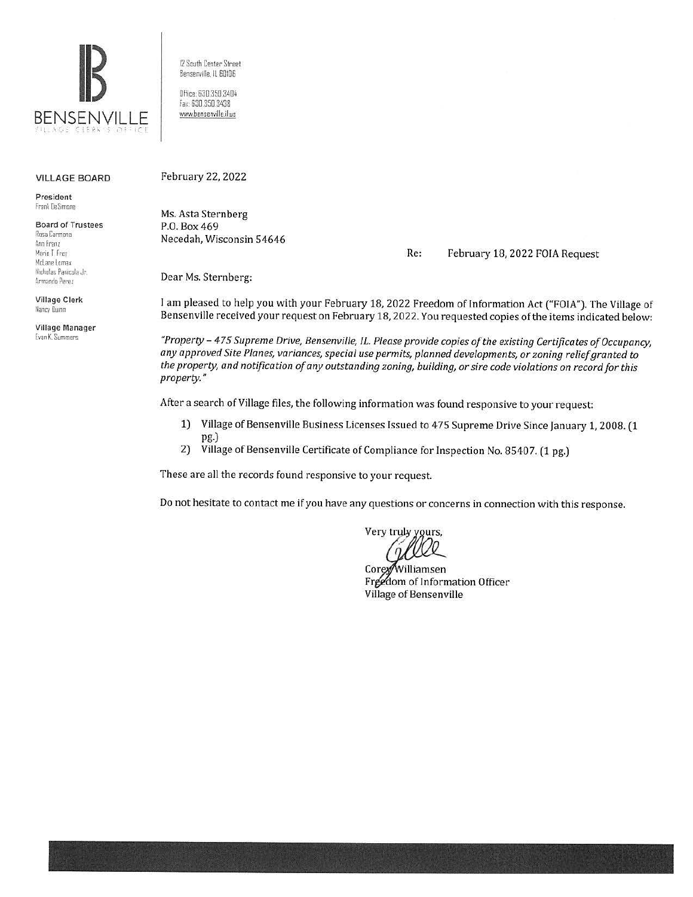BENSENVILLE

VILLAGE CLERK'S OFFICE

12 South Center Street
Bensenville, IL 60106

Office: 630.350.3404
Fax: 630.350.3438
www.bensenville.il.us

**VILLAGE BOARD**

**President**
Frank DeSimone

**Board of Trustees**
Rosa Carmona
Ann Franz
Marie T. Frey
McLane Lomax
Nicholas Panicola Jr.
Armando Perez

**Village Clerk**
Nancy Quinn

**Village Manager**
Evan K. Summers

February 22, 2022

Ms. Asta Sternberg
P.O. Box 469
Necedah, Wisconsin 54646

Re: February 18, 2022 FOIA Request

Dear Ms. Sternberg:

I am pleased to help you with your February 18, 2022 Freedom of Information Act ("FOIA"). The Village of Bensenville received your request on February 18, 2022. You requested copies of the items indicated below:

*"Property – 475 Supreme Drive, Bensenville, IL. Please provide copies of the existing Certificates of Occupancy, any approved Site Planes, variances, special use permits, planned developments, or zoning relief granted to the property, and notification of any outstanding zoning, building, or sire code violations on record for this property."*

After a search of Village files, the following information was found responsive to your request:

1) Village of Bensenville Business Licenses Issued to 475 Supreme Drive Since January 1, 2008. (1 pg.)
2) Village of Bensenville Certificate of Compliance for Inspection No. 85407. (1 pg.)

These are all the records found responsive to your request.

Do not hesitate to contact me if you have any questions or concerns in connection with this response.

Very truly yours,

Corey Williamsen
Freedom of Information Officer
Village of Bensenville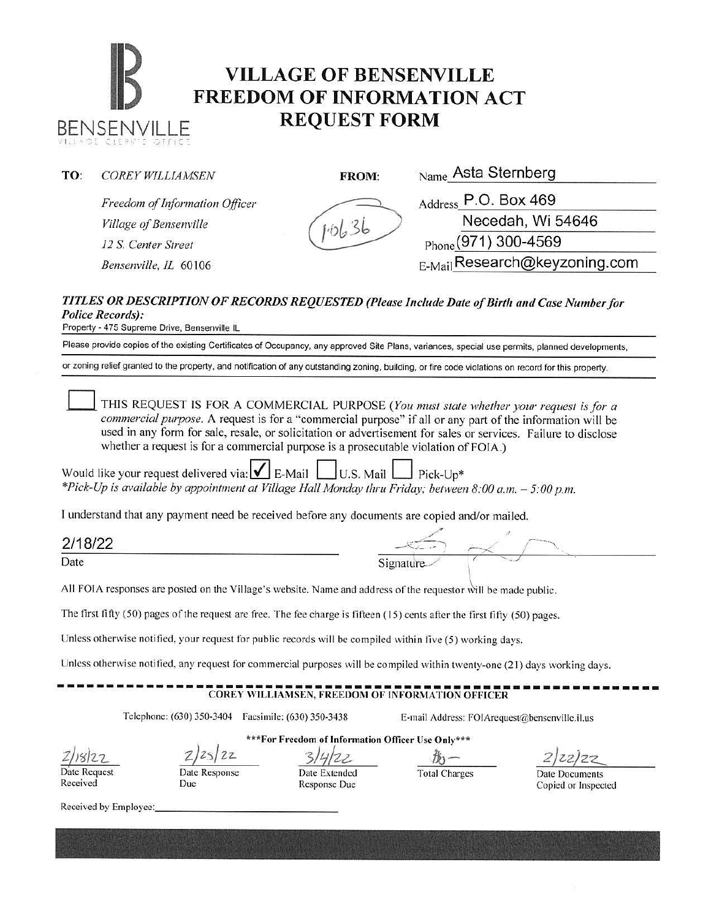BENSENVILLE

VILLAGE CLERK'S OFFICE

# VILLAGE OF BENSENVILLE FREEDOM OF INFORMATION ACT REQUEST FORM

**TO:** *COREY WILLIAMSEN*

*Freedom of Information Officer*

*Village of Bensenville*

*12 S. Center Street*

*Bensenville, IL 60106*

**FROM:**

10636

Name Asta Sternberg

Address P.O. Box 469

Necedah, Wi 54646

Phone (971) 300-4569

E-Mail Research@keyzoning.com

***TITLES OR DESCRIPTION OF RECORDS REQUESTED (Please Include Date of Birth and Case Number for Police Records):***

Property - 475 Supreme Drive, Bensenville IL

Please provide copies of the existing Certificates of Occupancy, any approved Site Plans, variances, special use permits, planned developments, or zoning relief granted to the property, and notification of any outstanding zoning, building, or fire code violations on record for this property.

☐ THIS REQUEST IS FOR A COMMERCIAL PURPOSE (*You must state whether your request is for a commercial purpose.* A request is for a "commercial purpose" if all or any part of the information will be used in any form for sale, resale, or solicitation or advertisement for sales or services. Failure to disclose whether a request is for a commercial purpose is a prosecutable violation of FOIA.)

Would like your request delivered via: ☑ E-Mail ☐ U.S. Mail ☐ Pick-Up*

*\*Pick-Up is available by appointment at Village Hall Monday thru Friday; between 8:00 a.m. – 5:00 p.m.*

I understand that any payment need be received before any documents are copied and/or mailed.

2/18/22

Date

Signature

All FOIA responses are posted on the Village's website. Name and address of the requestor will be made public.

The first fifty (50) pages of the request are free. The fee charge is fifteen (15) cents after the first fifty (50) pages.

Unless otherwise notified, your request for public records will be compiled within five (5) working days.

Unless otherwise notified, any request for commercial purposes will be compiled within twenty-one (21) days working days.

---

COREY WILLIAMSEN, FREEDOM OF INFORMATION OFFICER

Telephone: (630) 350-3404 Facsimile: (630) 350-3438 E-mail Address: FOIArequest@bensenville.il.us

\*\*\*For Freedom of Information Officer Use Only\*\*\*

| 2/18/22 | 2/25/22 | 3/4/22 | $0 — | 2/22/22 |
|---|---|---|---|---|
| Date Request Received | Date Response Due | Date Extended Response Due | Total Charges | Date Documents Copied or Inspected |

Received by Employee: ____________________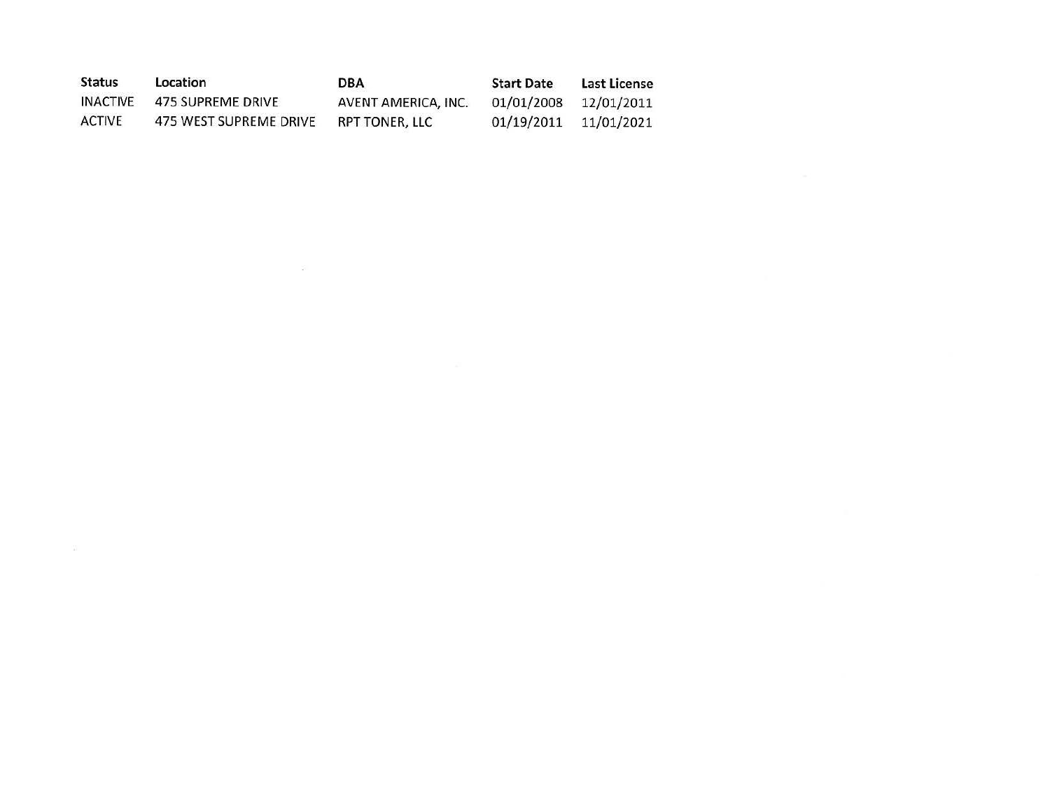| Status | Location | DBA | Start Date | Last License |
|---|---|---|---|---|
| INACTIVE | 475 SUPREME DRIVE | AVENT AMERICA, INC. | 01/01/2008 | 12/01/2011 |
| ACTIVE | 475 WEST SUPREME DRIVE | RPT TONER, LLC | 01/19/2011 | 11/01/2021 |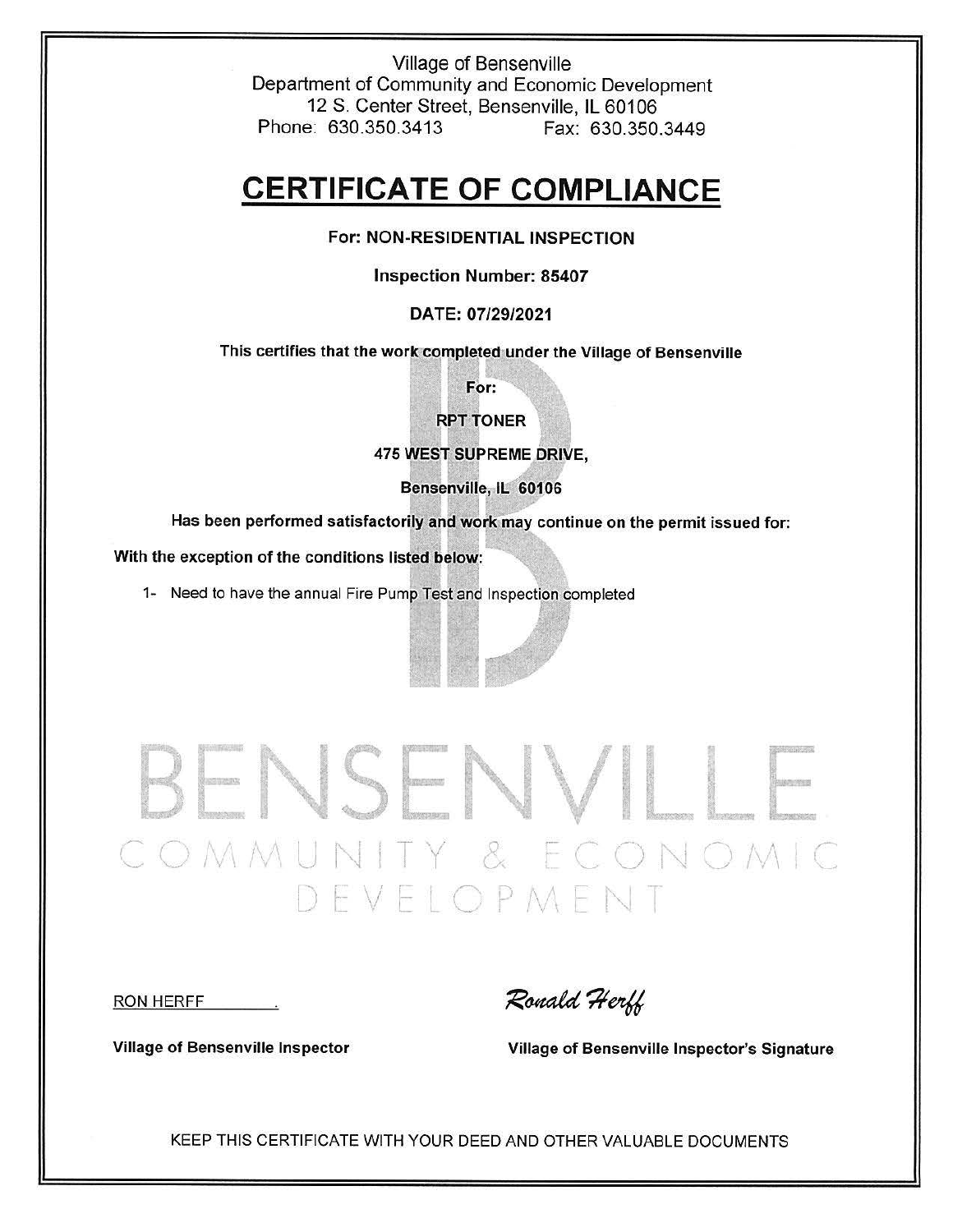Village of Bensenville
Department of Community and Economic Development
12 S. Center Street, Bensenville, IL 60106
Phone: 630.350.3413 Fax: 630.350.3449

# CERTIFICATE OF COMPLIANCE

**For: NON-RESIDENTIAL INSPECTION**

**Inspection Number: 85407**

**DATE: 07/29/2021**

**This certifies that the work completed under the Village of Bensenville**

**For:**

**RPT TONER**

**475 WEST SUPREME DRIVE,**

**Bensenville, IL 60106**

**Has been performed satisfactorily and work may continue on the permit issued for:**

**With the exception of the conditions listed below:**

1- Need to have the annual Fire Pump Test and Inspection completed

BENSENVILLE
COMMUNITY & ECONOMIC
DEVELOPMENT

RON HERFF

**Village of Bensenville Inspector**

*Ronald Herff*

**Village of Bensenville Inspector's Signature**

KEEP THIS CERTIFICATE WITH YOUR DEED AND OTHER VALUABLE DOCUMENTS